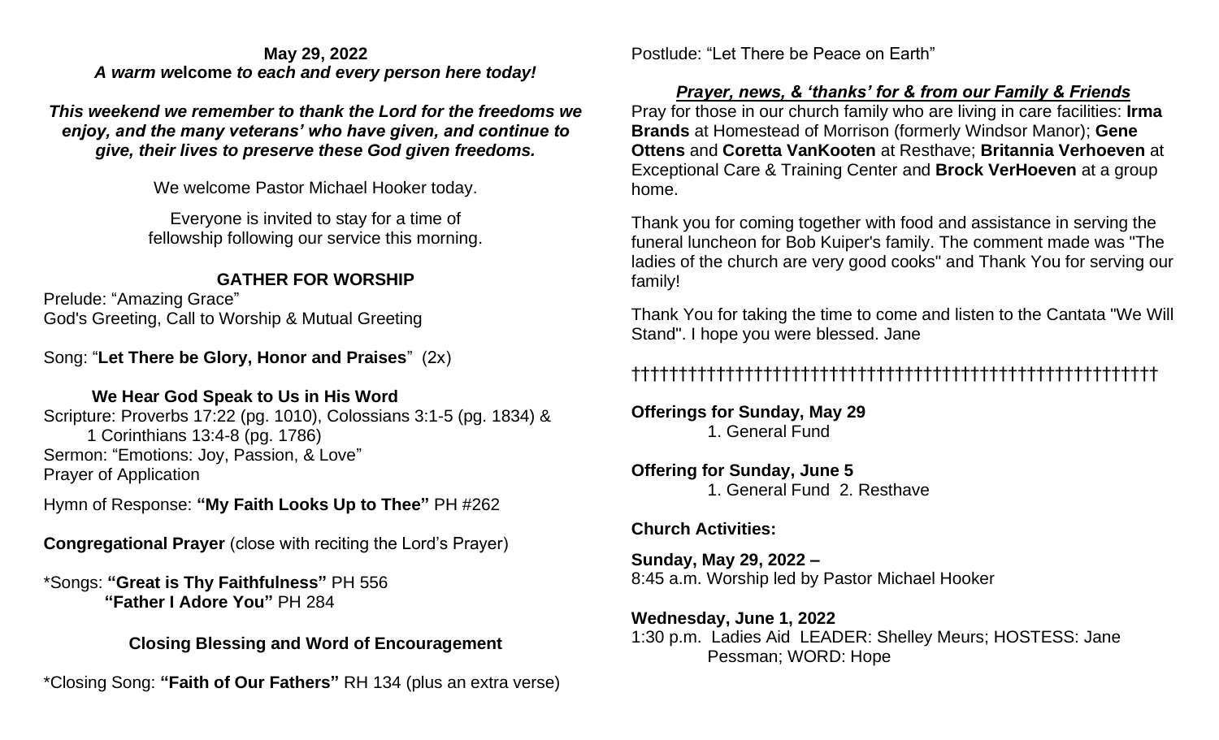**May 29, 2022**

***A warm welcome to each and every person here today!***

***This weekend we remember to thank the Lord for the freedoms we enjoy, and the many veterans' who have given, and continue to give, their lives to preserve these God given freedoms.***

We welcome Pastor Michael Hooker today.

Everyone is invited to stay for a time of fellowship following our service this morning.

## GATHER FOR WORSHIP

Prelude: "Amazing Grace"
God's Greeting, Call to Worship & Mutual Greeting

Song: "**Let There be Glory, Honor and Praises**" (2x)

### We Hear God Speak to Us in His Word

Scripture: Proverbs 17:22 (pg. 1010), Colossians 3:1-5 (pg. 1834) & 1 Corinthians 13:4-8 (pg. 1786)
Sermon: "Emotions: Joy, Passion, & Love"
Prayer of Application

Hymn of Response: **"My Faith Looks Up to Thee"** PH #262

**Congregational Prayer** (close with reciting the Lord's Prayer)

*Songs: **"Great is Thy Faithfulness"** PH 556
**"Father I Adore You"** PH 284

### Closing Blessing and Word of Encouragement

*Closing Song: **"Faith of Our Fathers"** RH 134 (plus an extra verse)

Postlude: "Let There be Peace on Earth"

## ***Prayer, news, & 'thanks' for & from our Family & Friends***

Pray for those in our church family who are living in care facilities: **Irma Brands** at Homestead of Morrison (formerly Windsor Manor); **Gene Ottens** and **Coretta VanKooten** at Resthave; **Britannia Verhoeven** at Exceptional Care & Training Center and **Brock VerHoeven** at a group home.

Thank you for coming together with food and assistance in serving the funeral luncheon for Bob Kuiper's family. The comment made was "The ladies of the church are very good cooks" and Thank You for serving our family!

Thank You for taking the time to come and listen to the Cantata "We Will Stand". I hope you were blessed. Jane

††††††††††††††††††††††††††††††††††††††††††††††††††††††††††

**Offerings for Sunday, May 29**
1. General Fund

**Offering for Sunday, June 5**
1. General Fund 2. Resthave

**Church Activities:**

**Sunday, May 29, 2022 –**
8:45 a.m. Worship led by Pastor Michael Hooker

**Wednesday, June 1, 2022**
1:30 p.m. Ladies Aid LEADER: Shelley Meurs; HOSTESS: Jane Pessman; WORD: Hope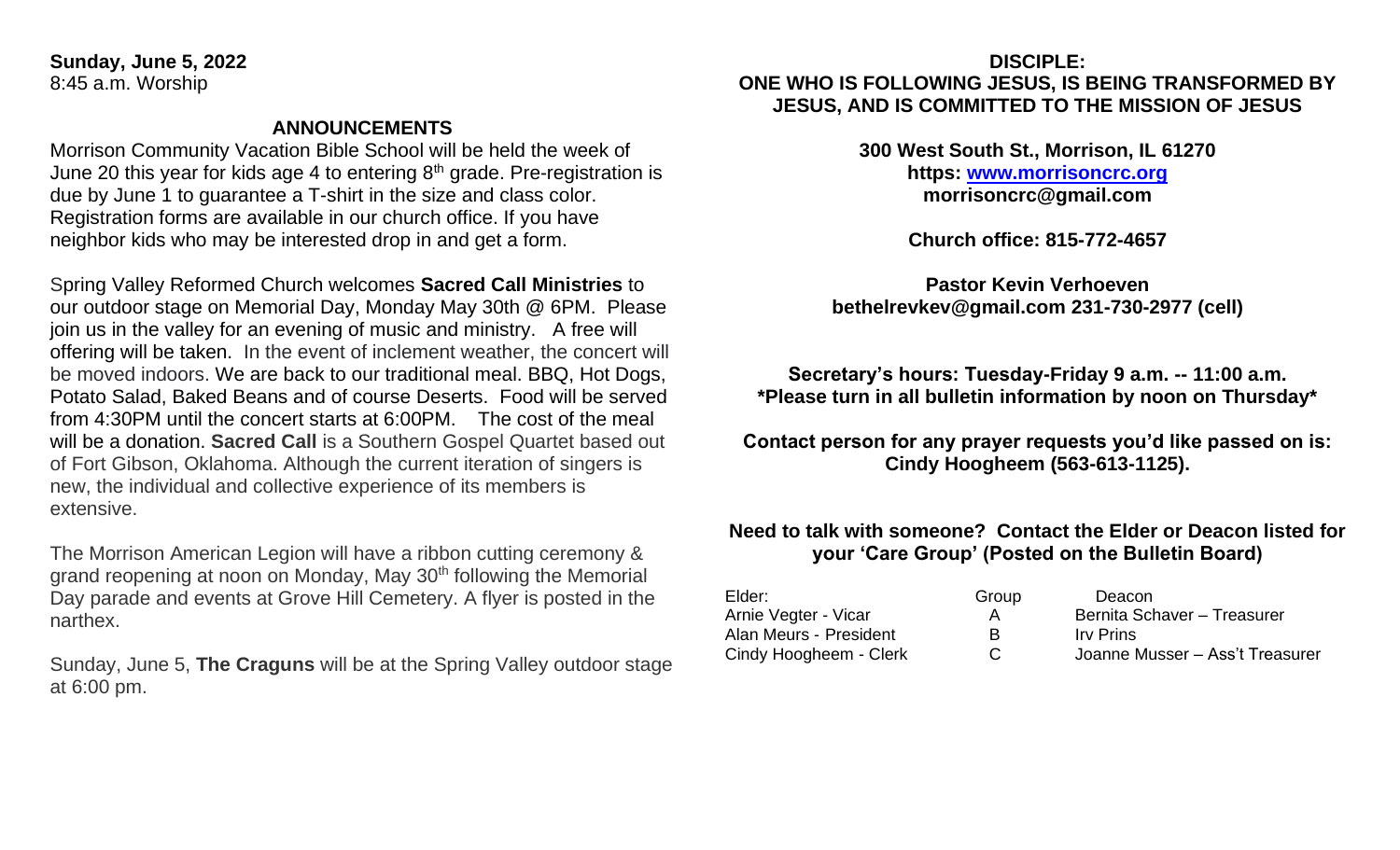**Sunday, June 5, 2022**
8:45 a.m. Worship

## ANNOUNCEMENTS

Morrison Community Vacation Bible School will be held the week of June 20 this year for kids age 4 to entering 8th grade. Pre-registration is due by June 1 to guarantee a T-shirt in the size and class color. Registration forms are available in our church office. If you have neighbor kids who may be interested drop in and get a form.

Spring Valley Reformed Church welcomes **Sacred Call Ministries** to our outdoor stage on Memorial Day, Monday May 30th @ 6PM. Please join us in the valley for an evening of music and ministry. A free will offering will be taken. In the event of inclement weather, the concert will be moved indoors. We are back to our traditional meal. BBQ, Hot Dogs, Potato Salad, Baked Beans and of course Deserts. Food will be served from 4:30PM until the concert starts at 6:00PM. The cost of the meal will be a donation. **Sacred Call** is a Southern Gospel Quartet based out of Fort Gibson, Oklahoma. Although the current iteration of singers is new, the individual and collective experience of its members is extensive.

The Morrison American Legion will have a ribbon cutting ceremony & grand reopening at noon on Monday, May 30th following the Memorial Day parade and events at Grove Hill Cemetery. A flyer is posted in the narthex.

Sunday, June 5, **The Craguns** will be at the Spring Valley outdoor stage at 6:00 pm.

## DISCIPLE:
## ONE WHO IS FOLLOWING JESUS, IS BEING TRANSFORMED BY JESUS, AND IS COMMITTED TO THE MISSION OF JESUS

**300 West South St., Morrison, IL 61270**
**https: www.morrisoncrc.org**
**morrisoncrc@gmail.com**

**Church office: 815-772-4657**

**Pastor Kevin Verhoeven**
**bethelrevkev@gmail.com 231-730-2977 (cell)**

**Secretary's hours: Tuesday-Friday 9 a.m. -- 11:00 a.m.**
**\*Please turn in all bulletin information by noon on Thursday\***

**Contact person for any prayer requests you'd like passed on is: Cindy Hoogheem (563-613-1125).**

**Need to talk with someone? Contact the Elder or Deacon listed for your 'Care Group' (Posted on the Bulletin Board)**

| Elder: | Group | Deacon |
|---|---|---|
| Arnie Vegter - Vicar | A | Bernita Schaver – Treasurer |
| Alan Meurs - President | B | Irv Prins |
| Cindy Hoogheem - Clerk | C | Joanne Musser – Ass't Treasurer |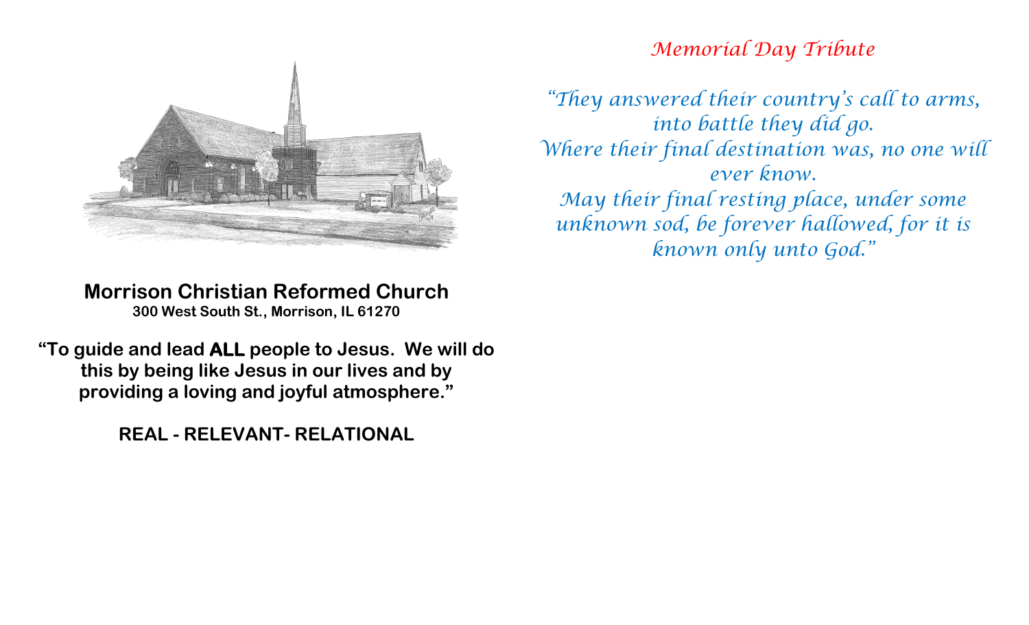## Morrison Christian Reformed Church

**300 West South St., Morrison, IL 61270**

**"To guide and lead ALL people to Jesus. We will do this by being like Jesus in our lives and by providing a loving and joyful atmosphere."**

**REAL - RELEVANT- RELATIONAL**

## *Memorial Day Tribute*

*"They answered their country's call to arms,*
*into battle they did go.*
*Where their final destination was, no one will ever know.*
*May their final resting place, under some unknown sod, be forever hallowed, for it is known only unto God."*